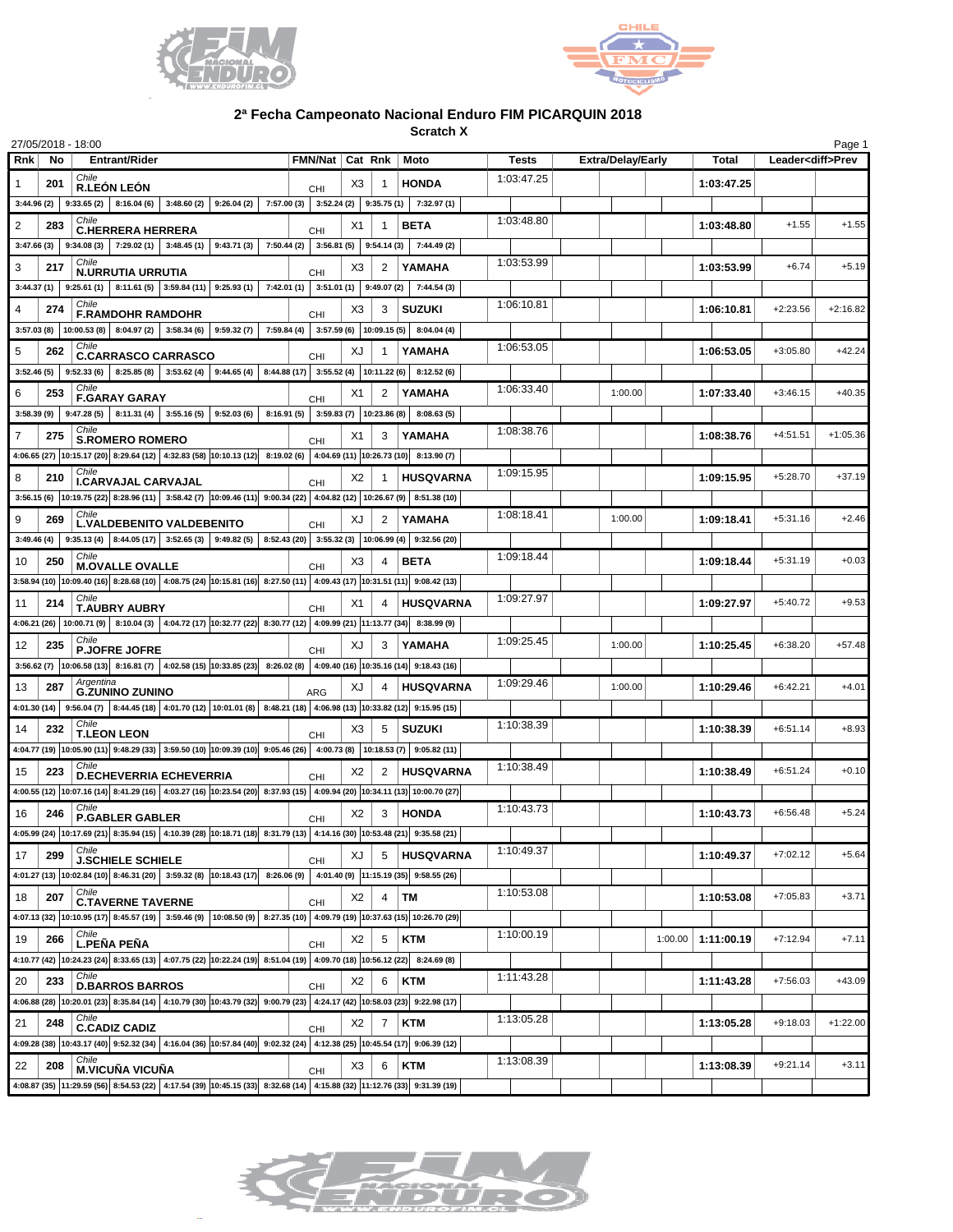# 2ª Fecha Campeonato Nacional Enduro FIM PICARQUIN 2018

**Scratch X**

27/05/2018 - 18:00

| Rnk | No | Entrant/Rider | FMN/Nat | Cat | Rnk | Moto | Tests | Extra/Delay/Early | | | Total | Leader | <diff>Prev |
|---|---|---|---|---|---|---|---|---|---|---|---|---|---|
| 1 | 201 | Chile **R.LEÓN LEÓN** | CHI | X3 | 1 | **HONDA** | 1:03:47.25 | | | | **1:03:47.25** | | |
| | | 3:44.96 (2) \| 9:33.65 (2) \| 8:16.04 (6) \| 3:48.60 (2) \| 9:26.04 (2) \| 7:57.00 (3) \| 3:52.24 (2) \| 9:35.75 (1) \| 7:32.97 (1) | | | | | | | | | | | |
| 2 | 283 | Chile **C.HERRERA HERRERA** | CHI | X1 | 1 | **BETA** | 1:03:48.80 | | | | **1:03:48.80** | +1.55 | +1.55 |
| | | 3:47.66 (3) \| 9:34.08 (3) \| 7:29.02 (1) \| 3:48.45 (1) \| 9:43.71 (3) \| 7:50.44 (2) \| 3:56.81 (5) \| 9:54.14 (3) \| 7:44.49 (2) | | | | | | | | | | | |
| 3 | 217 | Chile **N.URRUTIA URRUTIA** | CHI | X3 | 2 | **YAMAHA** | 1:03:53.99 | | | | **1:03:53.99** | +6.74 | +5.19 |
| | | 3:44.37 (1) \| 9:25.61 (1) \| 8:11.61 (5) \| 3:59.84 (11) \| 9:25.93 (1) \| 7:42.01 (1) \| 3:51.01 (1) \| 9:49.07 (2) \| 7:44.54 (3) | | | | | | | | | | | |
| 4 | 274 | Chile **F.RAMDOHR RAMDOHR** | CHI | X3 | 3 | **SUZUKI** | 1:06:10.81 | | | | **1:06:10.81** | +2:23.56 | +2:16.82 |
| | | 3:57.03 (8) \| 10:00.53 (8) \| 8:04.97 (2) \| 3:58.34 (6) \| 9:59.32 (7) \| 7:59.84 (4) \| 3:57.59 (6) \| 10:09.15 (5) \| 8:04.04 (4) | | | | | | | | | | | |
| 5 | 262 | Chile **C.CARRASCO CARRASCO** | CHI | XJ | 1 | **YAMAHA** | 1:06:53.05 | | | | **1:06:53.05** | +3:05.80 | +42.24 |
| | | 3:52.46 (5) \| 9:52.33 (6) \| 8:25.85 (8) \| 3:53.62 (4) \| 9:44.65 (4) \| 8:44.88 (17) \| 3:55.52 (4) \| 10:11.22 (6) \| 8:12.52 (6) | | | | | | | | | | | |
| 6 | 253 | Chile **F.GARAY GARAY** | CHI | X1 | 2 | **YAMAHA** | 1:06:33.40 | | 1:00.00 | | **1:07:33.40** | +3:46.15 | +40.35 |
| | | 3:58.39 (9) \| 9:47.28 (5) \| 8:11.31 (4) \| 3:55.16 (5) \| 9:52.03 (6) \| 8:16.91 (5) \| 3:59.83 (7) \| 10:23.86 (8) \| 8:08.63 (5) | | | | | | | | | | | |
| 7 | 275 | Chile **S.ROMERO ROMERO** | CHI | X1 | 3 | **YAMAHA** | 1:08:38.76 | | | | **1:08:38.76** | +4:51.51 | +1:05.36 |
| | | 4:06.65 (27) \| 10:15.17 (20) \| 8:29.64 (12) \| 4:32.83 (58) \| 10:10.13 (12) \| 8:19.02 (6) \| 4:04.69 (11) \| 10:26.73 (10) \| 8:13.90 (7) | | | | | | | | | | | |
| 8 | 210 | Chile **I.CARVAJAL CARVAJAL** | CHI | X2 | 1 | **HUSQVARNA** | 1:09:15.95 | | | | **1:09:15.95** | +5:28.70 | +37.19 |
| | | 3:56.15 (6) \| 10:19.75 (22) \| 8:28.96 (11) \| 3:58.42 (7) \| 10:09.46 (11) \| 9:00.34 (22) \| 4:04.82 (12) \| 10:26.67 (9) \| 8:51.38 (10) | | | | | | | | | | | |
| 9 | 269 | Chile **L.VALDEBENITO VALDEBENITO** | CHI | XJ | 2 | **YAMAHA** | 1:08:18.41 | | 1:00.00 | | **1:09:18.41** | +5:31.16 | +2.46 |
| | | 3:49.46 (4) \| 9:35.13 (4) \| 8:44.05 (17) \| 3:52.65 (3) \| 9:49.82 (5) \| 8:52.43 (20) \| 3:55.32 (3) \| 10:06.99 (4) \| 9:32.56 (20) | | | | | | | | | | | |
| 10 | 250 | Chile **M.OVALLE OVALLE** | CHI | X3 | 4 | **BETA** | 1:09:18.44 | | | | **1:09:18.44** | +5:31.19 | +0.03 |
| | | 3:58.94 (10) \| 10:09.40 (16) \| 8:28.68 (10) \| 4:08.75 (24) \| 10:15.81 (16) \| 8:27.50 (11) \| 4:09.43 (17) \| 10:31.51 (11) \| 9:08.42 (13) | | | | | | | | | | | |
| 11 | 214 | Chile **T.AUBRY AUBRY** | CHI | X1 | 4 | **HUSQVARNA** | 1:09:27.97 | | | | **1:09:27.97** | +5:40.72 | +9.53 |
| | | 4:06.21 (26) \| 10:00.71 (9) \| 8:10.04 (3) \| 4:04.72 (17) \| 10:32.77 (22) \| 8:30.77 (12) \| 4:09.99 (21) \| 11:13.77 (34) \| 8:38.99 (9) | | | | | | | | | | | |
| 12 | 235 | Chile **P.JOFRE JOFRE** | CHI | XJ | 3 | **YAMAHA** | 1:09:25.45 | | 1:00.00 | | **1:10:25.45** | +6:38.20 | +57.48 |
| | | 3:56.62 (7) \| 10:06.58 (13) \| 8:16.81 (7) \| 4:02.58 (15) \| 10:33.85 (23) \| 8:26.02 (8) \| 4:09.40 (16) \| 10:35.16 (14) \| 9:18.43 (16) | | | | | | | | | | | |
| 13 | 287 | Argentina **G.ZUNINO ZUNINO** | ARG | XJ | 4 | **HUSQVARNA** | 1:09:29.46 | | 1:00.00 | | **1:10:29.46** | +6:42.21 | +4.01 |
| | | 4:01.30 (14) \| 9:56.04 (7) \| 8:44.45 (18) \| 4:01.70 (12) \| 10:01.01 (8) \| 8:48.21 (18) \| 4:06.98 (13) \| 10:33.82 (12) \| 9:15.95 (15) | | | | | | | | | | | |
| 14 | 232 | Chile **T.LEON LEON** | CHI | X3 | 5 | **SUZUKI** | 1:10:38.39 | | | | **1:10:38.39** | +6:51.14 | +8.93 |
| | | 4:04.77 (19) \| 10:05.90 (11) \| 9:48.29 (33) \| 3:59.50 (10) \| 10:09.39 (10) \| 9:05.46 (26) \| 4:00.73 (8) \| 10:18.53 (7) \| 9:05.82 (11) | | | | | | | | | | | |
| 15 | 223 | Chile **D.ECHEVERRIA ECHEVERRIA** | CHI | X2 | 2 | **HUSQVARNA** | 1:10:38.49 | | | | **1:10:38.49** | +6:51.24 | +0.10 |
| | | 4:00.55 (12) \| 10:07.16 (14) \| 8:41.29 (16) \| 4:03.27 (16) \| 10:23.54 (20) \| 8:37.93 (15) \| 4:09.94 (20) \| 10:34.11 (13) \| 10:00.70 (27) | | | | | | | | | | | |
| 16 | 246 | Chile **P.GABLER GABLER** | CHI | X2 | 3 | **HONDA** | 1:10:43.73 | | | | **1:10:43.73** | +6:56.48 | +5.24 |
| | | 4:05.99 (24) \| 10:17.69 (21) \| 8:35.94 (15) \| 4:10.39 (28) \| 10:18.71 (18) \| 8:31.79 (13) \| 4:14.16 (30) \| 10:53.48 (21) \| 9:35.58 (21) | | | | | | | | | | | |
| 17 | 299 | Chile **J.SCHIELE SCHIELE** | CHI | XJ | 5 | **HUSQVARNA** | 1:10:49.37 | | | | **1:10:49.37** | +7:02.12 | +5.64 |
| | | 4:01.27 (13) \| 10:02.84 (10) \| 8:46.31 (20) \| 3:59.32 (8) \| 10:18.43 (17) \| 8:26.06 (9) \| 4:01.40 (9) \| 11:15.19 (35) \| 9:58.55 (26) | | | | | | | | | | | |
| 18 | 207 | Chile **C.TAVERNE TAVERNE** | CHI | X2 | 4 | **TM** | 1:10:53.08 | | | | **1:10:53.08** | +7:05.83 | +3.71 |
| | | 4:07.13 (32) \| 10:10.95 (17) \| 8:45.57 (19) \| 3:59.46 (9) \| 10:08.50 (9) \| 8:27.35 (10) \| 4:09.79 (19) \| 10:37.63 (15) \| 10:26.70 (29) | | | | | | | | | | | |
| 19 | 266 | Chile **L.PEÑA PEÑA** | CHI | X2 | 5 | **KTM** | 1:10:00.19 | | | 1:00.00 | **1:11:00.19** | +7:12.94 | +7.11 |
| | | 4:10.77 (42) \| 10:24.23 (24) \| 8:33.65 (13) \| 4:07.75 (22) \| 10:22.24 (19) \| 8:51.04 (19) \| 4:09.70 (18) \| 10:56.12 (22) \| 8:24.69 (8) | | | | | | | | | | | |
| 20 | 233 | Chile **D.BARROS BARROS** | CHI | X2 | 6 | **KTM** | 1:11:43.28 | | | | **1:11:43.28** | +7:56.03 | +43.09 |
| | | 4:06.88 (28) \| 10:20.01 (23) \| 8:35.84 (14) \| 4:10.79 (30) \| 10:43.79 (32) \| 9:00.79 (23) \| 4:24.17 (42) \| 10:58.03 (23) \| 9:22.98 (17) | | | | | | | | | | | |
| 21 | 248 | Chile **C.CADIZ CADIZ** | CHI | X2 | 7 | **KTM** | 1:13:05.28 | | | | **1:13:05.28** | +9:18.03 | +1:22.00 |
| | | 4:09.28 (38) \| 10:43.17 (40) \| 9:52.32 (34) \| 4:16.04 (36) \| 10:57.84 (40) \| 9:02.32 (24) \| 4:12.38 (25) \| 10:45.54 (17) \| 9:06.39 (12) | | | | | | | | | | | |
| 22 | 208 | Chile **M.VICUÑA VICUÑA** | CHI | X3 | 6 | **KTM** | 1:13:08.39 | | | | **1:13:08.39** | +9:21.14 | +3.11 |
| | | 4:08.87 (35) \| 11:29.59 (56) \| 8:54.53 (22) \| 4:17.54 (39) \| 10:45.15 (33) \| 8:32.68 (14) \| 4:15.88 (32) \| 11:12.76 (33) \| 9:31.39 (19) | | | | | | | | | | | |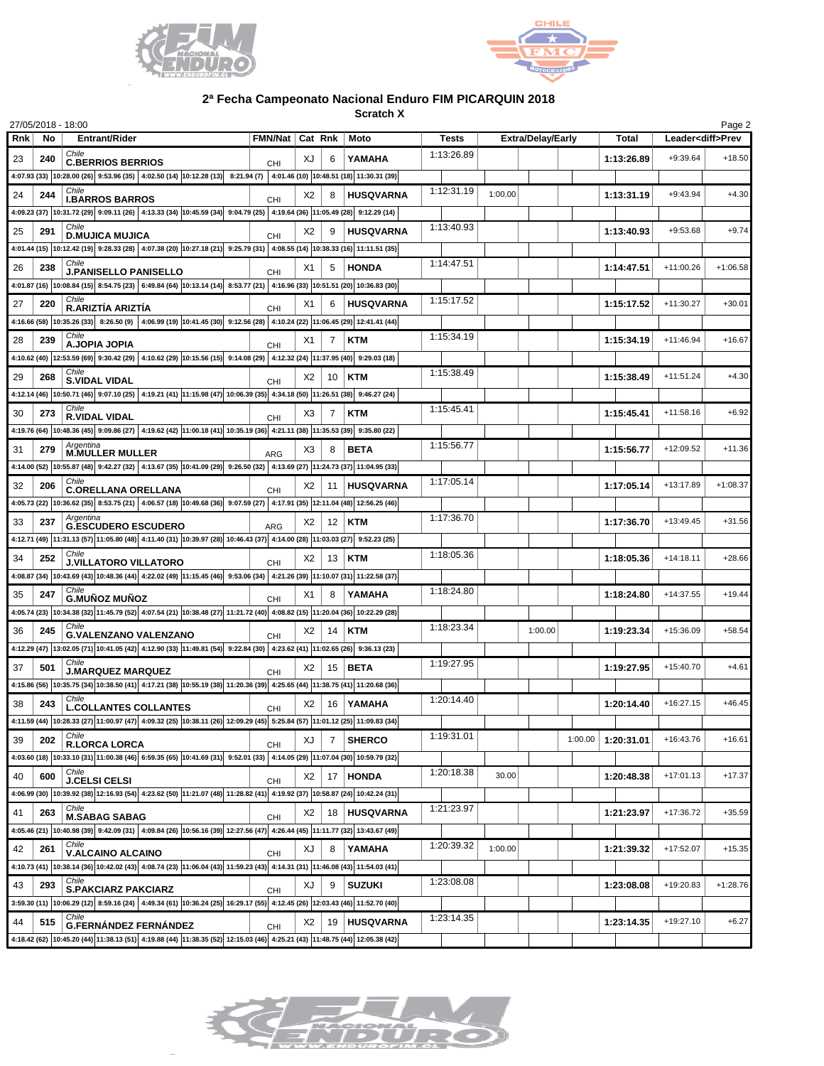## 2ª Fecha Campeonato Nacional Enduro FIM PICARQUIN 2018

### Scratch X

27/05/2018 - 18:00

| Rnk | No | Entrant/Rider | FMN/Nat | Cat | Rnk | Moto | Tests | Extra/Delay/Early | | | Total | Leader<diff>Prev | |
|---|---|---|---|---|---|---|---|---|---|---|---|---|---|
| 23 | 240 | Chile **C.BERRIOS BERRIOS** | CHI | XJ | 6 | **YAMAHA** | 1:13:26.89 | | | | **1:13:26.89** | +9:39.64 | +18.50 |
| | | 4:07.93 (33) \| 10:28.00 (26) \| 9:53.96 (35) \| 4:02.50 (14) \| 10:12.28 (13) \| 8:21.94 (7) \| 4:01.46 (10) \| 10:48.51 (18) \| 11:30.31 (39) | | | | | | | | | | | |
| 24 | 244 | Chile **I.BARROS BARROS** | CHI | X2 | 8 | **HUSQVARNA** | 1:12:31.19 | 1:00.00 | | | **1:13:31.19** | +9:43.94 | +4.30 |
| | | 4:09.23 (37) \| 10:31.72 (29) \| 9:09.11 (26) \| 4:13.33 (34) \| 10:45.59 (34) \| 9:04.79 (25) \| 4:19.64 (36) \| 11:05.49 (28) \| 9:12.29 (14) | | | | | | | | | | | |
| 25 | 291 | Chile **D.MUJICA MUJICA** | CHI | X2 | 9 | **HUSQVARNA** | 1:13:40.93 | | | | **1:13:40.93** | +9:53.68 | +9.74 |
| | | 4:01.44 (15) \| 10:12.42 (19) \| 9:28.33 (28) \| 4:07.38 (20) \| 10:27.18 (21) \| 9:25.79 (31) \| 4:08.55 (14) \| 10:38.33 (16) \| 11:11.51 (35) | | | | | | | | | | | |
| 26 | 238 | Chile **J.PANISELLO PANISELLO** | CHI | X1 | 5 | **HONDA** | 1:14:47.51 | | | | **1:14:47.51** | +11:00.26 | +1:06.58 |
| | | 4:01.87 (16) \| 10:08.84 (15) \| 8:54.75 (23) \| 6:49.84 (64) \| 10:13.14 (14) \| 8:53.77 (21) \| 4:16.96 (33) \| 10:51.51 (20) \| 10:36.83 (30) | | | | | | | | | | | |
| 27 | 220 | Chile **R.ARIZTÍA ARIZTÍA** | CHI | X1 | 6 | **HUSQVARNA** | 1:15:17.52 | | | | **1:15:17.52** | +11:30.27 | +30.01 |
| | | 4:16.66 (58) \| 10:35.26 (33) \| 8:26.50 (9) \| 4:06.99 (19) \| 10:41.45 (30) \| 9:12.56 (28) \| 4:10.24 (22) \| 11:06.45 (29) \| 12:41.41 (44) | | | | | | | | | | | |
| 28 | 239 | Chile **A.JOPIA JOPIA** | CHI | X1 | 7 | **KTM** | 1:15:34.19 | | | | **1:15:34.19** | +11:46.94 | +16.67 |
| | | 4:10.62 (40) \| 12:53.59 (69) \| 9:30.42 (29) \| 4:10.62 (29) \| 10:15.56 (15) \| 9:14.08 (29) \| 4:12.32 (24) \| 11:37.95 (40) \| 9:29.03 (18) | | | | | | | | | | | |
| 29 | 268 | Chile **S.VIDAL VIDAL** | CHI | X2 | 10 | **KTM** | 1:15:38.49 | | | | **1:15:38.49** | +11:51.24 | +4.30 |
| | | 4:12.14 (46) \| 10:50.71 (46) \| 9:07.10 (25) \| 4:19.21 (41) \| 11:15.98 (47) \| 10:06.39 (35) \| 4:34.18 (50) \| 11:26.51 (38) \| 9:46.27 (24) | | | | | | | | | | | |
| 30 | 273 | Chile **R.VIDAL VIDAL** | CHI | X3 | 7 | **KTM** | 1:15:45.41 | | | | **1:15:45.41** | +11:58.16 | +6.92 |
| | | 4:19.76 (64) \| 10:48.36 (45) \| 9:09.86 (27) \| 4:19.62 (42) \| 11:00.18 (41) \| 10:35.19 (36) \| 4:21.11 (38) \| 11:35.53 (39) \| 9:35.80 (22) | | | | | | | | | | | |
| 31 | 279 | Argentina **M.MULLER MULLER** | ARG | X3 | 8 | **BETA** | 1:15:56.77 | | | | **1:15:56.77** | +12:09.52 | +11.36 |
| | | 4:14.00 (52) \| 10:55.87 (48) \| 9:42.27 (32) \| 4:13.67 (35) \| 10:41.09 (29) \| 9:26.50 (32) \| 4:13.69 (27) \| 11:24.73 (37) \| 11:04.95 (33) | | | | | | | | | | | |
| 32 | 206 | Chile **C.ORELLANA ORELLANA** | CHI | X2 | 11 | **HUSQVARNA** | 1:17:05.14 | | | | **1:17:05.14** | +13:17.89 | +1:08.37 |
| | | 4:05.73 (22) \| 10:36.62 (35) \| 8:53.75 (21) \| 4:06.57 (18) \| 10:49.68 (36) \| 9:07.59 (27) \| 4:17.91 (35) \| 12:11.04 (48) \| 12:56.25 (46) | | | | | | | | | | | |
| 33 | 237 | Argentina **G.ESCUDERO ESCUDERO** | ARG | X2 | 12 | **KTM** | 1:17:36.70 | | | | **1:17:36.70** | +13:49.45 | +31.56 |
| | | 4:12.71 (49) \| 11:31.13 (57) \| 11:05.80 (48) \| 4:11.40 (31) \| 10:39.97 (28) \| 10:46.43 (37) \| 4:14.00 (28) \| 11:03.03 (27) \| 9:52.23 (25) | | | | | | | | | | | |
| 34 | 252 | Chile **J.VILLATORO VILLATORO** | CHI | X2 | 13 | **KTM** | 1:18:05.36 | | | | **1:18:05.36** | +14:18.11 | +28.66 |
| | | 4:08.87 (34) \| 10:43.69 (43) \| 10:48.36 (44) \| 4:22.02 (49) \| 11:15.45 (46) \| 9:53.06 (34) \| 4:21.26 (39) \| 11:10.07 (31) \| 11:22.58 (37) | | | | | | | | | | | |
| 35 | 247 | Chile **G.MUÑOZ MUÑOZ** | CHI | X1 | 8 | **YAMAHA** | 1:18:24.80 | | | | **1:18:24.80** | +14:37.55 | +19.44 |
| | | 4:05.74 (23) \| 10:34.38 (32) \| 11:45.79 (52) \| 4:07.54 (21) \| 10:38.48 (27) \| 11:21.72 (40) \| 4:08.82 (15) \| 11:20.04 (36) \| 10:22.29 (28) | | | | | | | | | | | |
| 36 | 245 | Chile **G.VALENZANO VALENZANO** | CHI | X2 | 14 | **KTM** | 1:18:23.34 | | 1:00.00 | | **1:19:23.34** | +15:36.09 | +58.54 |
| | | 4:12.29 (47) \| 13:02.05 (71) \| 10:41.05 (42) \| 4:12.90 (33) \| 11:49.81 (54) \| 9:22.84 (30) \| 4:23.62 (41) \| 11:02.65 (26) \| 9:36.13 (23) | | | | | | | | | | | |
| 37 | 501 | Chile **J.MARQUEZ MARQUEZ** | CHI | X2 | 15 | **BETA** | 1:19:27.95 | | | | **1:19:27.95** | +15:40.70 | +4.61 |
| | | 4:15.86 (56) \| 10:35.75 (34) \| 10:38.50 (41) \| 4:17.21 (38) \| 10:55.19 (38) \| 11:20.36 (39) \| 4:25.65 (44) \| 11:38.75 (41) \| 11:20.68 (36) | | | | | | | | | | | |
| 38 | 243 | Chile **L.COLLANTES COLLANTES** | CHI | X2 | 16 | **YAMAHA** | 1:20:14.40 | | | | **1:20:14.40** | +16:27.15 | +46.45 |
| | | 4:11.59 (44) \| 10:28.33 (27) \| 11:00.97 (47) \| 4:09.32 (25) \| 10:38.11 (26) \| 12:09.29 (45) \| 5:25.84 (57) \| 11:01.12 (25) \| 11:09.83 (34) | | | | | | | | | | | |
| 39 | 202 | Chile **R.LORCA LORCA** | CHI | XJ | 7 | **SHERCO** | 1:19:31.01 | | | 1:00.00 | **1:20:31.01** | +16:43.76 | +16.61 |
| | | 4:03.60 (18) \| 10:33.10 (31) \| 11:00.38 (46) \| 6:59.35 (65) \| 10:41.69 (31) \| 9:52.01 (33) \| 4:14.05 (29) \| 11:07.04 (30) \| 10:59.79 (32) | | | | | | | | | | | |
| 40 | 600 | Chile **J.CELSI CELSI** | CHI | X2 | 17 | **HONDA** | 1:20:18.38 | 30.00 | | | **1:20:48.38** | +17:01.13 | +17.37 |
| | | 4:06.99 (30) \| 10:39.92 (38) \| 12:16.93 (54) \| 4:23.62 (50) \| 11:21.07 (48) \| 11:28.82 (41) \| 4:19.92 (37) \| 10:58.87 (24) \| 10:42.24 (31) | | | | | | | | | | | |
| 41 | 263 | Chile **M.SABAG SABAG** | CHI | X2 | 18 | **HUSQVARNA** | 1:21:23.97 | | | | **1:21:23.97** | +17:36.72 | +35.59 |
| | | 4:05.46 (21) \| 10:40.98 (39) \| 9:42.09 (31) \| 4:09.84 (26) \| 10:56.16 (39) \| 12:27.56 (47) \| 4:26.44 (45) \| 11:11.77 (32) \| 13:43.67 (49) | | | | | | | | | | | |
| 42 | 261 | Chile **V.ALCAINO ALCAINO** | CHI | XJ | 8 | **YAMAHA** | 1:20:39.32 | 1:00.00 | | | **1:21:39.32** | +17:52.07 | +15.35 |
| | | 4:10.73 (41) \| 10:38.14 (36) \| 10:42.02 (43) \| 4:08.74 (23) \| 11:06.04 (43) \| 11:59.23 (43) \| 4:14.31 (31) \| 11:46.08 (43) \| 11:54.03 (41) | | | | | | | | | | | |
| 43 | 293 | Chile **S.PAKCIARZ PAKCIARZ** | CHI | XJ | 9 | **SUZUKI** | 1:23:08.08 | | | | **1:23:08.08** | +19:20.83 | +1:28.76 |
| | | 3:59.30 (11) \| 10:06.29 (12) \| 8:59.16 (24) \| 4:49.34 (61) \| 10:36.24 (25) \| 16:29.17 (55) \| 4:12.45 (26) \| 12:03.43 (46) \| 11:52.70 (40) | | | | | | | | | | | |
| 44 | 515 | Chile **G.FERNÁNDEZ FERNÁNDEZ** | CHI | X2 | 19 | **HUSQVARNA** | 1:23:14.35 | | | | **1:23:14.35** | +19:27.10 | +6.27 |
| | | 4:18.42 (62) \| 10:45.20 (44) \| 11:38.13 (51) \| 4:19.88 (44) \| 11:38.35 (52) \| 12:15.03 (46) \| 4:25.21 (43) \| 11:48.75 (44) \| 12:05.38 (42) | | | | | | | | | | | |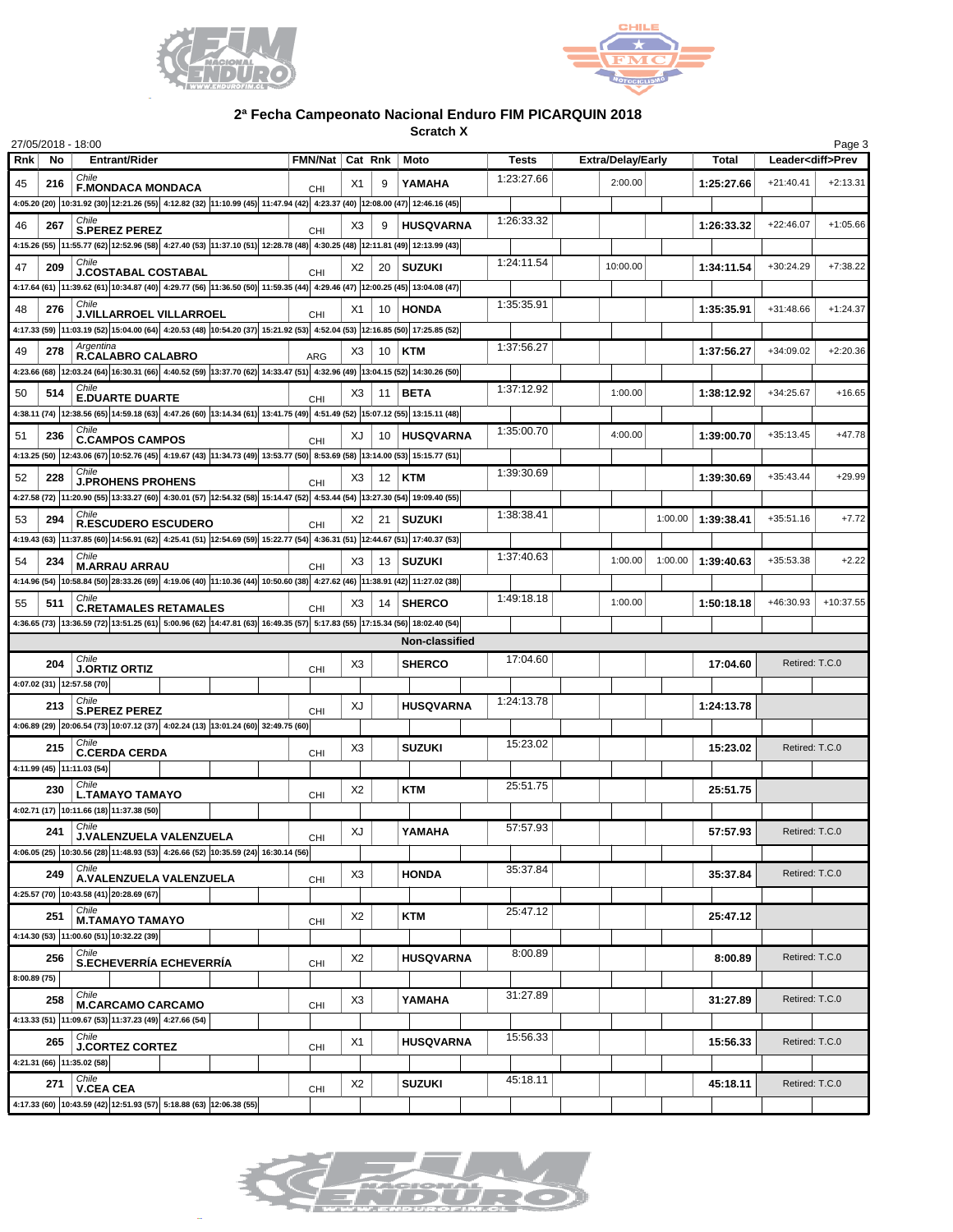## 2ª Fecha Campeonato Nacional Enduro FIM PICARQUIN 2018

**Scratch X**

27/05/2018 - 18:00

| Rnk | No | Entrant/Rider | FMN/Nat | Cat | Rnk | Moto | Tests | Extra/Delay/Early | | | Total | Leader<diff>Prev | |
|---|---|---|---|---|---|---|---|---|---|---|---|---|---|
| 45 | 216 | Chile **F.MONDACA MONDACA** | CHI | X1 | 9 | **YAMAHA** | 1:23:27.66 | 2:00.00 | | | **1:25:27.66** | +21:40.41 | +2:13.31 |
| | | 4:05.20 (20) 10:31.92 (30) 12:21.26 (55) 4:12.82 (32) 11:10.99 (45) 11:47.94 (42) 4:23.37 (40) 12:08.00 (47) 12:46.16 (45) | | | | | | | | | | | |
| 46 | 267 | Chile **S.PEREZ PEREZ** | CHI | X3 | 9 | **HUSQVARNA** | 1:26:33.32 | | | | **1:26:33.32** | +22:46.07 | +1:05.66 |
| | | 4:15.26 (55) 11:55.77 (62) 12:52.96 (58) 4:27.40 (53) 11:37.10 (51) 12:28.78 (48) 4:30.25 (48) 12:11.81 (49) 12:13.99 (43) | | | | | | | | | | | |
| 47 | 209 | Chile **J.COSTABAL COSTABAL** | CHI | X2 | 20 | **SUZUKI** | 1:24:11.54 | 10:00.00 | | | **1:34:11.54** | +30:24.29 | +7:38.22 |
| | | 4:17.64 (61) 11:39.62 (61) 10:34.87 (40) 4:29.77 (56) 11:36.50 (50) 11:59.35 (44) 4:29.46 (47) 12:00.25 (45) 13:04.08 (47) | | | | | | | | | | | |
| 48 | 276 | Chile **J.VILLARROEL VILLARROEL** | CHI | X1 | 10 | **HONDA** | 1:35:35.91 | | | | **1:35:35.91** | +31:48.66 | +1:24.37 |
| | | 4:17.33 (59) 11:03.19 (52) 15:04.00 (64) 4:20.53 (48) 10:54.20 (37) 15:21.92 (53) 4:52.04 (53) 12:16.85 (50) 17:25.85 (52) | | | | | | | | | | | |
| 49 | 278 | Argentina **R.CALABRO CALABRO** | ARG | X3 | 10 | **KTM** | 1:37:56.27 | | | | **1:37:56.27** | +34:09.02 | +2:20.36 |
| | | 4:23.66 (68) 12:03.24 (64) 16:30.31 (66) 4:40.52 (59) 13:37.70 (62) 14:33.47 (51) 4:32.96 (49) 13:04.15 (52) 14:30.26 (50) | | | | | | | | | | | |
| 50 | 514 | Chile **E.DUARTE DUARTE** | CHI | X3 | 11 | **BETA** | 1:37:12.92 | 1:00.00 | | | **1:38:12.92** | +34:25.67 | +16.65 |
| | | 4:38.11 (74) 12:38.56 (65) 14:59.18 (63) 4:47.26 (60) 13:14.34 (61) 13:41.75 (49) 4:51.49 (52) 15:07.12 (55) 13:15.11 (48) | | | | | | | | | | | |
| 51 | 236 | Chile **C.CAMPOS CAMPOS** | CHI | XJ | 10 | **HUSQVARNA** | 1:35:00.70 | 4:00.00 | | | **1:39:00.70** | +35:13.45 | +47.78 |
| | | 4:13.25 (50) 12:43.06 (67) 10:52.76 (45) 4:19.67 (43) 11:34.73 (49) 13:53.77 (50) 8:53.69 (58) 13:14.00 (53) 15:15.77 (51) | | | | | | | | | | | |
| 52 | 228 | Chile **J.PROHENS PROHENS** | CHI | X3 | 12 | **KTM** | 1:39:30.69 | | | | **1:39:30.69** | +35:43.44 | +29.99 |
| | | 4:27.58 (72) 11:20.90 (55) 13:33.27 (60) 4:30.01 (57) 12:54.32 (58) 15:14.47 (52) 4:53.44 (54) 13:27.30 (54) 19:09.40 (55) | | | | | | | | | | | |
| 53 | 294 | Chile **R.ESCUDERO ESCUDERO** | CHI | X2 | 21 | **SUZUKI** | 1:38:38.41 | | 1:00.00 | | **1:39:38.41** | +35:51.16 | +7.72 |
| | | 4:19.43 (63) 11:37.85 (60) 14:56.91 (62) 4:25.41 (51) 12:54.69 (59) 15:22.77 (54) 4:36.31 (51) 12:44.67 (51) 17:40.37 (53) | | | | | | | | | | | |
| 54 | 234 | Chile **M.ARRAU ARRAU** | CHI | X3 | 13 | **SUZUKI** | 1:37:40.63 | 1:00.00 | 1:00.00 | | **1:39:40.63** | +35:53.38 | +2.22 |
| | | 4:14.96 (54) 10:58.84 (50) 28:33.26 (69) 4:19.06 (40) 11:10.36 (44) 10:50.60 (38) 4:27.62 (46) 11:38.91 (42) 11:27.02 (38) | | | | | | | | | | | |
| 55 | 511 | Chile **C.RETAMALES RETAMALES** | CHI | X3 | 14 | **SHERCO** | 1:49:18.18 | 1:00.00 | | | **1:50:18.18** | +46:30.93 | +10:37.55 |
| | | 4:36.65 (73) 13:36.59 (72) 13:51.25 (61) 5:00.96 (62) 14:47.81 (63) 16:49.35 (57) 5:17.83 (55) 17:15.34 (56) 18:02.40 (54) | | | | | | | | | | | |
| | | | | | | **Non-classified** | | | | | | | |
| | 204 | Chile **J.ORTIZ ORTIZ** | CHI | X3 | | **SHERCO** | 17:04.60 | | | | **17:04.60** | Retired: T.C.0 | |
| | | 4:07.02 (31) 12:57.58 (70) | | | | | | | | | | | |
| | 213 | Chile **S.PEREZ PEREZ** | CHI | XJ | | **HUSQVARNA** | 1:24:13.78 | | | | **1:24:13.78** | | |
| | | 4:06.89 (29) 20:06.54 (73) 10:07.12 (37) 4:02.24 (13) 13:01.24 (60) 32:49.75 (60) | | | | | | | | | | | |
| | 215 | Chile **C.CERDA CERDA** | CHI | X3 | | **SUZUKI** | 15:23.02 | | | | **15:23.02** | Retired: T.C.0 | |
| | | 4:11.99 (45) 11:11.03 (54) | | | | | | | | | | | |
| | 230 | Chile **L.TAMAYO TAMAYO** | CHI | X2 | | **KTM** | 25:51.75 | | | | **25:51.75** | | |
| | | 4:02.71 (17) 10:11.66 (18) 11:37.38 (50) | | | | | | | | | | | |
| | 241 | Chile **J.VALENZUELA VALENZUELA** | CHI | XJ | | **YAMAHA** | 57:57.93 | | | | **57:57.93** | Retired: T.C.0 | |
| | | 4:06.05 (25) 10:30.56 (28) 11:48.93 (53) 4:26.66 (52) 10:35.59 (24) 16:30.14 (56) | | | | | | | | | | | |
| | 249 | Chile **A.VALENZUELA VALENZUELA** | CHI | X3 | | **HONDA** | 35:37.84 | | | | **35:37.84** | Retired: T.C.0 | |
| | | 4:25.57 (70) 10:43.58 (41) 20:28.69 (67) | | | | | | | | | | | |
| | 251 | Chile **M.TAMAYO TAMAYO** | CHI | X2 | | **KTM** | 25:47.12 | | | | **25:47.12** | | |
| | | 4:14.30 (53) 11:00.60 (51) 10:32.22 (39) | | | | | | | | | | | |
| | 256 | Chile **S.ECHEVERRÍA ECHEVERRÍA** | CHI | X2 | | **HUSQVARNA** | 8:00.89 | | | | **8:00.89** | Retired: T.C.0 | |
| | | 8:00.89 (75) | | | | | | | | | | | |
| | 258 | Chile **M.CARCAMO CARCAMO** | CHI | X3 | | **YAMAHA** | 31:27.89 | | | | **31:27.89** | Retired: T.C.0 | |
| | | 4:13.33 (51) 11:09.67 (53) 11:37.23 (49) 4:27.66 (54) | | | | | | | | | | | |
| | 265 | Chile **J.CORTEZ CORTEZ** | CHI | X1 | | **HUSQVARNA** | 15:56.33 | | | | **15:56.33** | Retired: T.C.0 | |
| | | 4:21.31 (66) 11:35.02 (58) | | | | | | | | | | | |
| | 271 | Chile **V.CEA CEA** | CHI | X2 | | **SUZUKI** | 45:18.11 | | | | **45:18.11** | Retired: T.C.0 | |
| | | 4:17.33 (60) 10:43.59 (42) 12:51.93 (57) 5:18.88 (63) 12:06.38 (55) | | | | | | | | | | | |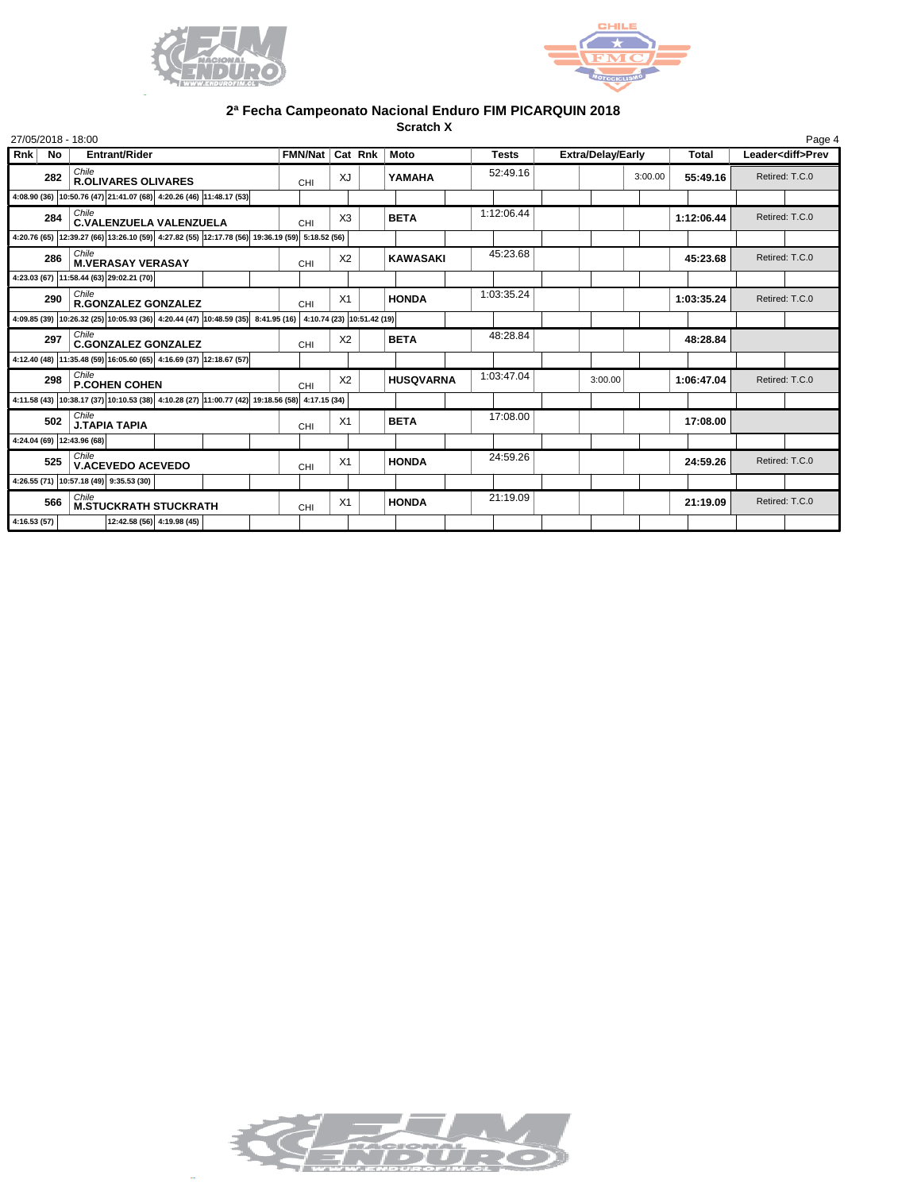# 2ª Fecha Campeonato Nacional Enduro FIM PICARQUIN 2018

**Scratch X**

27/05/2018 - 18:00

| Rnk | No | Entrant/Rider | FMN/Nat | Cat | Rnk | Moto | Tests | Extra/Delay/Early | | | Total | Leader<diff>Prev |
|---|---|---|---|---|---|---|---|---|---|---|---|---|
| | 282 | Chile **R.OLIVARES OLIVARES** | CHI | XJ | | **YAMAHA** | 52:49.16 | | | 3:00.00 | **55:49.16** | Retired: T.C.0 |
| | | 4:08.90 (36) \| 10:50.76 (47) \| 21:41.07 (68) \| 4:20.26 (46) \| 11:48.17 (53) | | | | | | | | | | |
| | 284 | Chile **C.VALENZUELA VALENZUELA** | CHI | X3 | | **BETA** | 1:12:06.44 | | | | **1:12:06.44** | Retired: T.C.0 |
| | | 4:20.76 (65) \| 12:39.27 (66) \| 13:26.10 (59) \| 4:27.82 (55) \| 12:17.78 (56) \| 19:36.19 (59) \| 5:18.52 (56) | | | | | | | | | | |
| | 286 | Chile **M.VERASAY VERASAY** | CHI | X2 | | **KAWASAKI** | 45:23.68 | | | | **45:23.68** | Retired: T.C.0 |
| | | 4:23.03 (67) \| 11:58.44 (63) \| 29:02.21 (70) | | | | | | | | | | |
| | 290 | Chile **R.GONZALEZ GONZALEZ** | CHI | X1 | | **HONDA** | 1:03:35.24 | | | | **1:03:35.24** | Retired: T.C.0 |
| | | 4:09.85 (39) \| 10:26.32 (25) \| 10:05.93 (36) \| 4:20.44 (47) \| 10:48.59 (35) \| 8:41.95 (16) \| 4:10.74 (23) \| 10:51.42 (19) | | | | | | | | | | |
| | 297 | Chile **C.GONZALEZ GONZALEZ** | CHI | X2 | | **BETA** | 48:28.84 | | | | **48:28.84** | |
| | | 4:12.40 (48) \| 11:35.48 (59) \| 16:05.60 (65) \| 4:16.69 (37) \| 12:18.67 (57) | | | | | | | | | | |
| | 298 | Chile **P.COHEN COHEN** | CHI | X2 | | **HUSQVARNA** | 1:03:47.04 | | 3:00.00 | | **1:06:47.04** | Retired: T.C.0 |
| | | 4:11.58 (43) \| 10:38.17 (37) \| 10:10.53 (38) \| 4:10.28 (27) \| 11:00.77 (42) \| 19:18.56 (58) \| 4:17.15 (34) | | | | | | | | | | |
| | 502 | Chile **J.TAPIA TAPIA** | CHI | X1 | | **BETA** | 17:08.00 | | | | **17:08.00** | |
| | | 4:24.04 (69) \| 12:43.96 (68) | | | | | | | | | | |
| | 525 | Chile **V.ACEVEDO ACEVEDO** | CHI | X1 | | **HONDA** | 24:59.26 | | | | **24:59.26** | Retired: T.C.0 |
| | | 4:26.55 (71) \| 10:57.18 (49) \| 9:35.53 (30) | | | | | | | | | | |
| | 566 | Chile **M.STUCKRATH STUCKRATH** | CHI | X1 | | **HONDA** | 21:19.09 | | | | **21:19.09** | Retired: T.C.0 |
| | | 4:16.53 (57) \| \| 12:42.58 (56) \| 4:19.98 (45) | | | | | | | | | | |